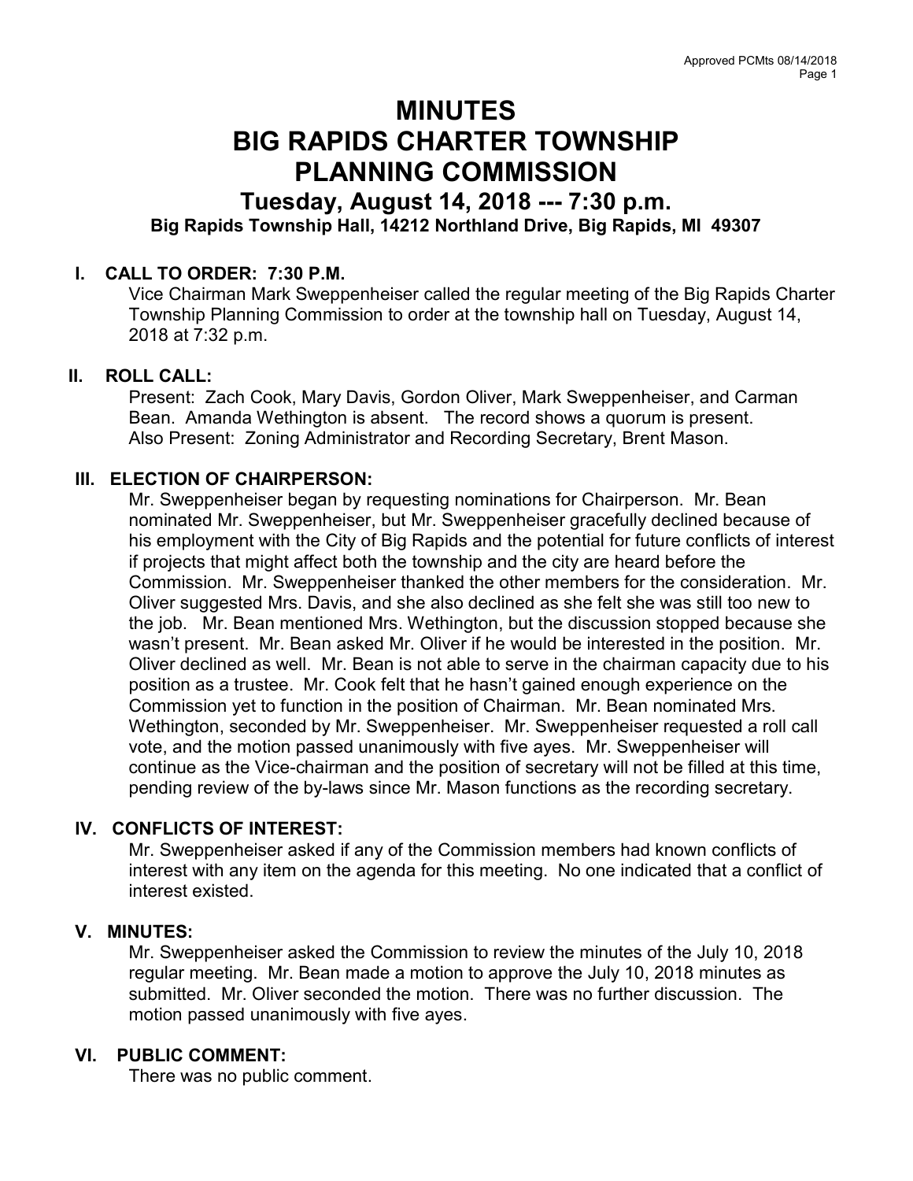# MINUTES
# BIG RAPIDS CHARTER TOWNSHIP
# PLANNING COMMISSION
## Tuesday, August 14, 2018 --- 7:30 p.m.
### Big Rapids Township Hall, 14212 Northland Drive, Big Rapids, MI 49307

## I. CALL TO ORDER: 7:30 P.M.

Vice Chairman Mark Sweppenheiser called the regular meeting of the Big Rapids Charter Township Planning Commission to order at the township hall on Tuesday, August 14, 2018 at 7:32 p.m.

## II. ROLL CALL:

Present: Zach Cook, Mary Davis, Gordon Oliver, Mark Sweppenheiser, and Carman Bean. Amanda Wethington is absent. The record shows a quorum is present.
Also Present: Zoning Administrator and Recording Secretary, Brent Mason.

## III. ELECTION OF CHAIRPERSON:

Mr. Sweppenheiser began by requesting nominations for Chairperson. Mr. Bean nominated Mr. Sweppenheiser, but Mr. Sweppenheiser gracefully declined because of his employment with the City of Big Rapids and the potential for future conflicts of interest if projects that might affect both the township and the city are heard before the Commission. Mr. Sweppenheiser thanked the other members for the consideration. Mr. Oliver suggested Mrs. Davis, and she also declined as she felt she was still too new to the job. Mr. Bean mentioned Mrs. Wethington, but the discussion stopped because she wasn't present. Mr. Bean asked Mr. Oliver if he would be interested in the position. Mr. Oliver declined as well. Mr. Bean is not able to serve in the chairman capacity due to his position as a trustee. Mr. Cook felt that he hasn't gained enough experience on the Commission yet to function in the position of Chairman. Mr. Bean nominated Mrs. Wethington, seconded by Mr. Sweppenheiser. Mr. Sweppenheiser requested a roll call vote, and the motion passed unanimously with five ayes. Mr. Sweppenheiser will continue as the Vice-chairman and the position of secretary will not be filled at this time, pending review of the by-laws since Mr. Mason functions as the recording secretary.

## IV. CONFLICTS OF INTEREST:

Mr. Sweppenheiser asked if any of the Commission members had known conflicts of interest with any item on the agenda for this meeting. No one indicated that a conflict of interest existed.

## V. MINUTES:

Mr. Sweppenheiser asked the Commission to review the minutes of the July 10, 2018 regular meeting. Mr. Bean made a motion to approve the July 10, 2018 minutes as submitted. Mr. Oliver seconded the motion. There was no further discussion. The motion passed unanimously with five ayes.

## VI. PUBLIC COMMENT:

There was no public comment.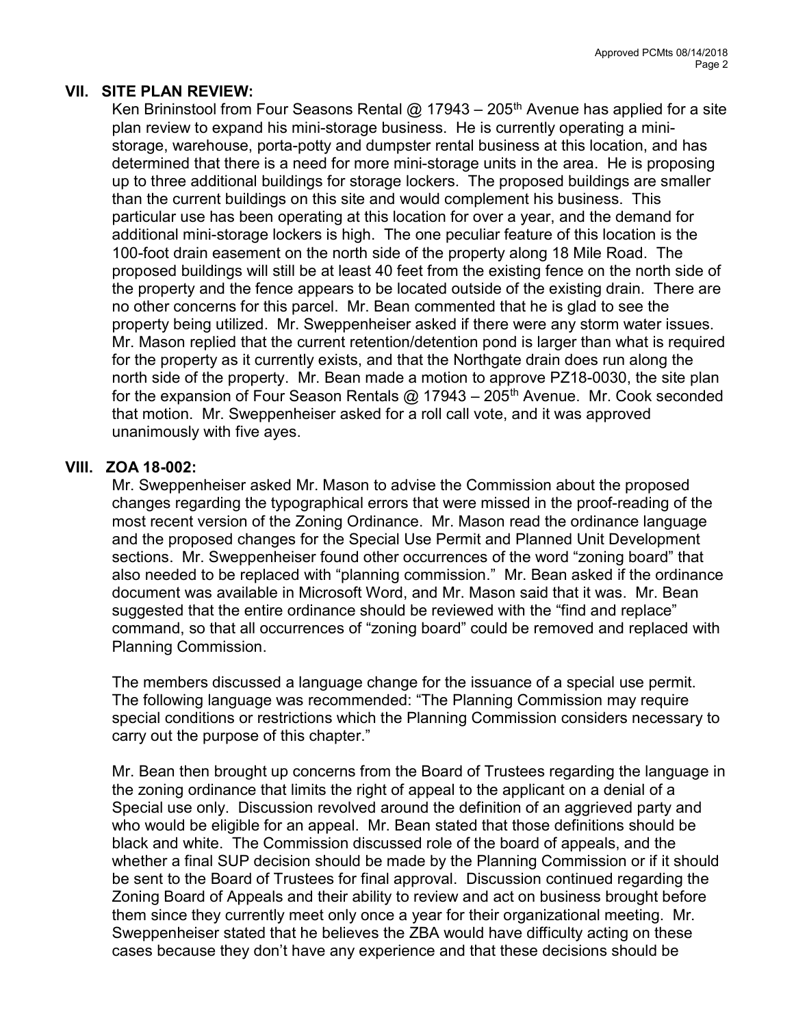## VII. SITE PLAN REVIEW:

Ken Brininstool from Four Seasons Rental @ 17943 – 205th Avenue has applied for a site plan review to expand his mini-storage business. He is currently operating a mini-storage, warehouse, porta-potty and dumpster rental business at this location, and has determined that there is a need for more mini-storage units in the area. He is proposing up to three additional buildings for storage lockers. The proposed buildings are smaller than the current buildings on this site and would complement his business. This particular use has been operating at this location for over a year, and the demand for additional mini-storage lockers is high. The one peculiar feature of this location is the 100-foot drain easement on the north side of the property along 18 Mile Road. The proposed buildings will still be at least 40 feet from the existing fence on the north side of the property and the fence appears to be located outside of the existing drain. There are no other concerns for this parcel. Mr. Bean commented that he is glad to see the property being utilized. Mr. Sweppenheiser asked if there were any storm water issues. Mr. Mason replied that the current retention/detention pond is larger than what is required for the property as it currently exists, and that the Northgate drain does run along the north side of the property. Mr. Bean made a motion to approve PZ18-0030, the site plan for the expansion of Four Season Rentals @ 17943 – 205th Avenue. Mr. Cook seconded that motion. Mr. Sweppenheiser asked for a roll call vote, and it was approved unanimously with five ayes.

## VIII. ZOA 18-002:

Mr. Sweppenheiser asked Mr. Mason to advise the Commission about the proposed changes regarding the typographical errors that were missed in the proof-reading of the most recent version of the Zoning Ordinance. Mr. Mason read the ordinance language and the proposed changes for the Special Use Permit and Planned Unit Development sections. Mr. Sweppenheiser found other occurrences of the word "zoning board" that also needed to be replaced with "planning commission." Mr. Bean asked if the ordinance document was available in Microsoft Word, and Mr. Mason said that it was. Mr. Bean suggested that the entire ordinance should be reviewed with the "find and replace" command, so that all occurrences of "zoning board" could be removed and replaced with Planning Commission.

The members discussed a language change for the issuance of a special use permit. The following language was recommended: "The Planning Commission may require special conditions or restrictions which the Planning Commission considers necessary to carry out the purpose of this chapter."

Mr. Bean then brought up concerns from the Board of Trustees regarding the language in the zoning ordinance that limits the right of appeal to the applicant on a denial of a Special use only. Discussion revolved around the definition of an aggrieved party and who would be eligible for an appeal. Mr. Bean stated that those definitions should be black and white. The Commission discussed role of the board of appeals, and the whether a final SUP decision should be made by the Planning Commission or if it should be sent to the Board of Trustees for final approval. Discussion continued regarding the Zoning Board of Appeals and their ability to review and act on business brought before them since they currently meet only once a year for their organizational meeting. Mr. Sweppenheiser stated that he believes the ZBA would have difficulty acting on these cases because they don't have any experience and that these decisions should be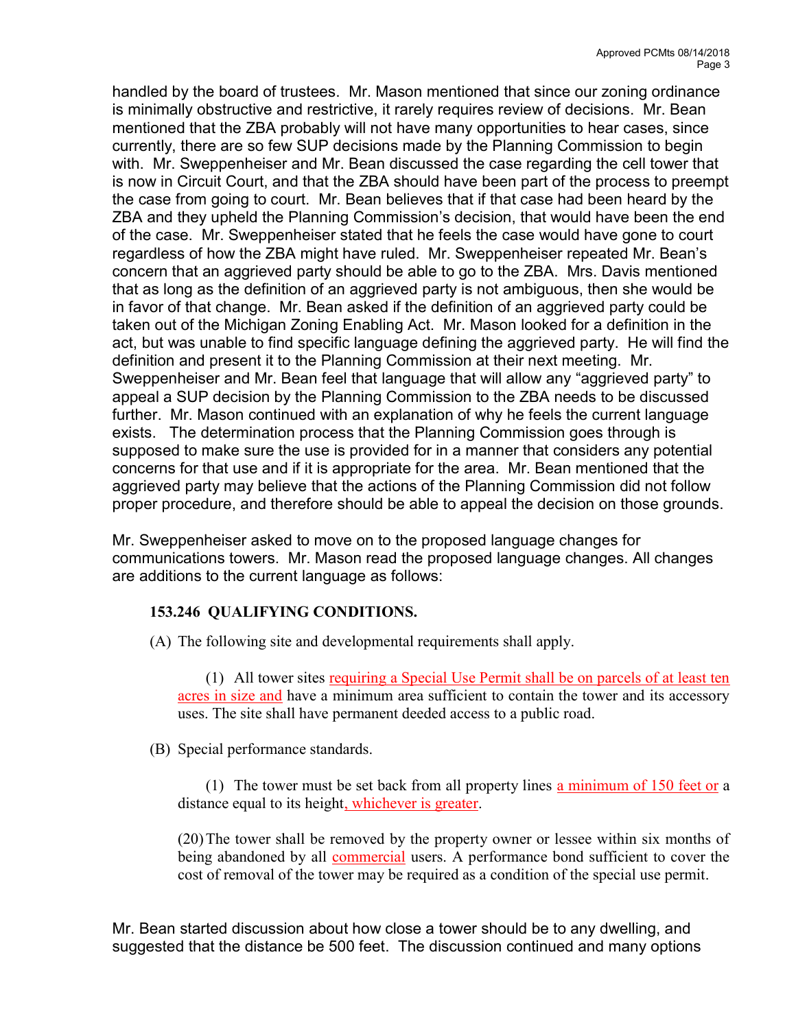handled by the board of trustees. Mr. Mason mentioned that since our zoning ordinance is minimally obstructive and restrictive, it rarely requires review of decisions. Mr. Bean mentioned that the ZBA probably will not have many opportunities to hear cases, since currently, there are so few SUP decisions made by the Planning Commission to begin with. Mr. Sweppenheiser and Mr. Bean discussed the case regarding the cell tower that is now in Circuit Court, and that the ZBA should have been part of the process to preempt the case from going to court. Mr. Bean believes that if that case had been heard by the ZBA and they upheld the Planning Commission's decision, that would have been the end of the case. Mr. Sweppenheiser stated that he feels the case would have gone to court regardless of how the ZBA might have ruled. Mr. Sweppenheiser repeated Mr. Bean's concern that an aggrieved party should be able to go to the ZBA. Mrs. Davis mentioned that as long as the definition of an aggrieved party is not ambiguous, then she would be in favor of that change. Mr. Bean asked if the definition of an aggrieved party could be taken out of the Michigan Zoning Enabling Act. Mr. Mason looked for a definition in the act, but was unable to find specific language defining the aggrieved party. He will find the definition and present it to the Planning Commission at their next meeting. Mr. Sweppenheiser and Mr. Bean feel that language that will allow any "aggrieved party" to appeal a SUP decision by the Planning Commission to the ZBA needs to be discussed further. Mr. Mason continued with an explanation of why he feels the current language exists. The determination process that the Planning Commission goes through is supposed to make sure the use is provided for in a manner that considers any potential concerns for that use and if it is appropriate for the area. Mr. Bean mentioned that the aggrieved party may believe that the actions of the Planning Commission did not follow proper procedure, and therefore should be able to appeal the decision on those grounds.

Mr. Sweppenheiser asked to move on to the proposed language changes for communications towers. Mr. Mason read the proposed language changes. All changes are additions to the current language as follows:

**153.246 QUALIFYING CONDITIONS.**

(A) The following site and developmental requirements shall apply.

(1) All tower sites requiring a Special Use Permit shall be on parcels of at least ten acres in size and have a minimum area sufficient to contain the tower and its accessory uses. The site shall have permanent deeded access to a public road.

(B) Special performance standards.

(1) The tower must be set back from all property lines a minimum of 150 feet or a distance equal to its height, whichever is greater.

(20) The tower shall be removed by the property owner or lessee within six months of being abandoned by all commercial users. A performance bond sufficient to cover the cost of removal of the tower may be required as a condition of the special use permit.

Mr. Bean started discussion about how close a tower should be to any dwelling, and suggested that the distance be 500 feet. The discussion continued and many options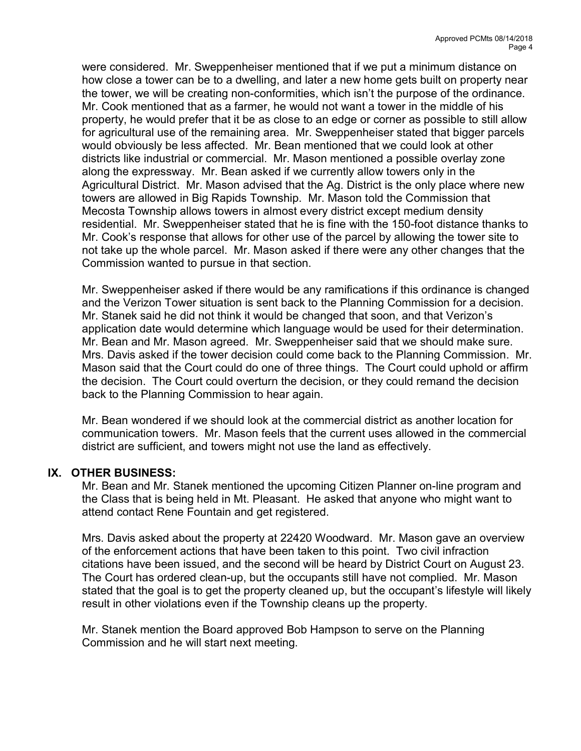were considered. Mr. Sweppenheiser mentioned that if we put a minimum distance on how close a tower can be to a dwelling, and later a new home gets built on property near the tower, we will be creating non-conformities, which isn't the purpose of the ordinance. Mr. Cook mentioned that as a farmer, he would not want a tower in the middle of his property, he would prefer that it be as close to an edge or corner as possible to still allow for agricultural use of the remaining area. Mr. Sweppenheiser stated that bigger parcels would obviously be less affected. Mr. Bean mentioned that we could look at other districts like industrial or commercial. Mr. Mason mentioned a possible overlay zone along the expressway. Mr. Bean asked if we currently allow towers only in the Agricultural District. Mr. Mason advised that the Ag. District is the only place where new towers are allowed in Big Rapids Township. Mr. Mason told the Commission that Mecosta Township allows towers in almost every district except medium density residential. Mr. Sweppenheiser stated that he is fine with the 150-foot distance thanks to Mr. Cook's response that allows for other use of the parcel by allowing the tower site to not take up the whole parcel. Mr. Mason asked if there were any other changes that the Commission wanted to pursue in that section.

Mr. Sweppenheiser asked if there would be any ramifications if this ordinance is changed and the Verizon Tower situation is sent back to the Planning Commission for a decision. Mr. Stanek said he did not think it would be changed that soon, and that Verizon's application date would determine which language would be used for their determination. Mr. Bean and Mr. Mason agreed. Mr. Sweppenheiser said that we should make sure. Mrs. Davis asked if the tower decision could come back to the Planning Commission. Mr. Mason said that the Court could do one of three things. The Court could uphold or affirm the decision. The Court could overturn the decision, or they could remand the decision back to the Planning Commission to hear again.

Mr. Bean wondered if we should look at the commercial district as another location for communication towers. Mr. Mason feels that the current uses allowed in the commercial district are sufficient, and towers might not use the land as effectively.

## IX. OTHER BUSINESS:

Mr. Bean and Mr. Stanek mentioned the upcoming Citizen Planner on-line program and the Class that is being held in Mt. Pleasant. He asked that anyone who might want to attend contact Rene Fountain and get registered.

Mrs. Davis asked about the property at 22420 Woodward. Mr. Mason gave an overview of the enforcement actions that have been taken to this point. Two civil infraction citations have been issued, and the second will be heard by District Court on August 23. The Court has ordered clean-up, but the occupants still have not complied. Mr. Mason stated that the goal is to get the property cleaned up, but the occupant's lifestyle will likely result in other violations even if the Township cleans up the property.

Mr. Stanek mention the Board approved Bob Hampson to serve on the Planning Commission and he will start next meeting.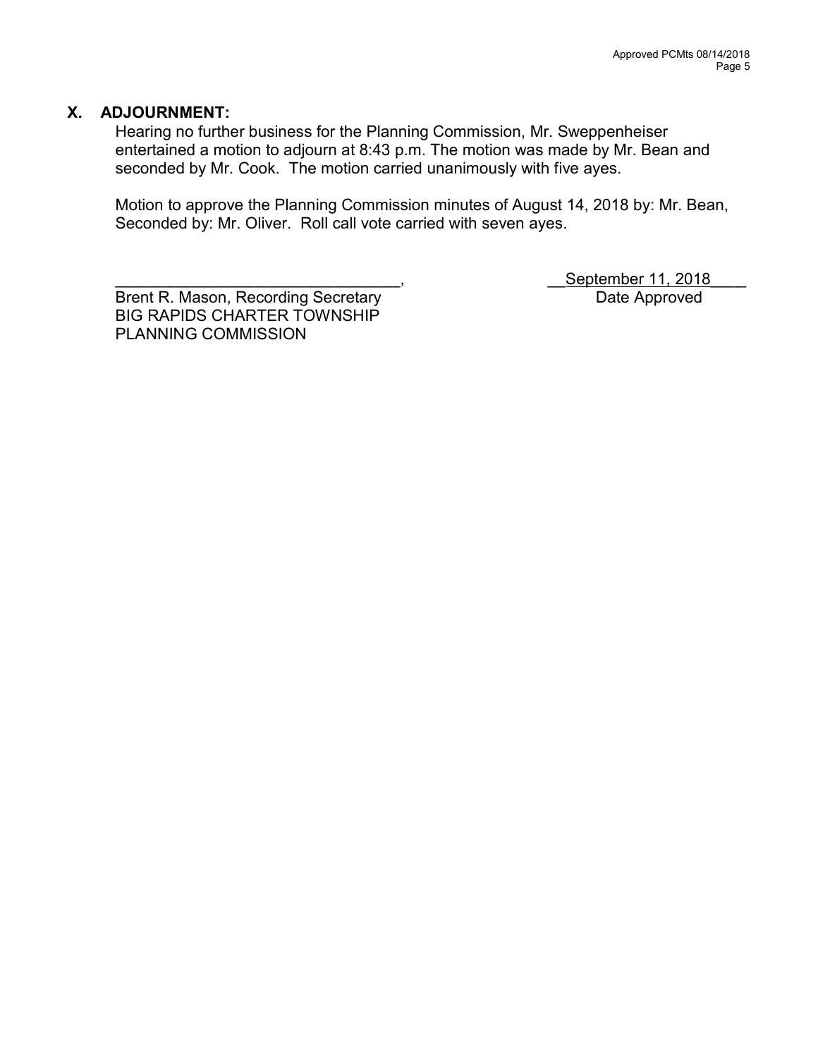## X. ADJOURNMENT:

Hearing no further business for the Planning Commission, Mr. Sweppenheiser entertained a motion to adjourn at 8:43 p.m. The motion was made by Mr. Bean and seconded by Mr. Cook. The motion carried unanimously with five ayes.

Motion to approve the Planning Commission minutes of August 14, 2018 by: Mr. Bean, Seconded by: Mr. Oliver. Roll call vote carried with seven ayes.

________________________________, __September 11, 2018____

Brent R. Mason, Recording Secretary Date Approved
BIG RAPIDS CHARTER TOWNSHIP
PLANNING COMMISSION